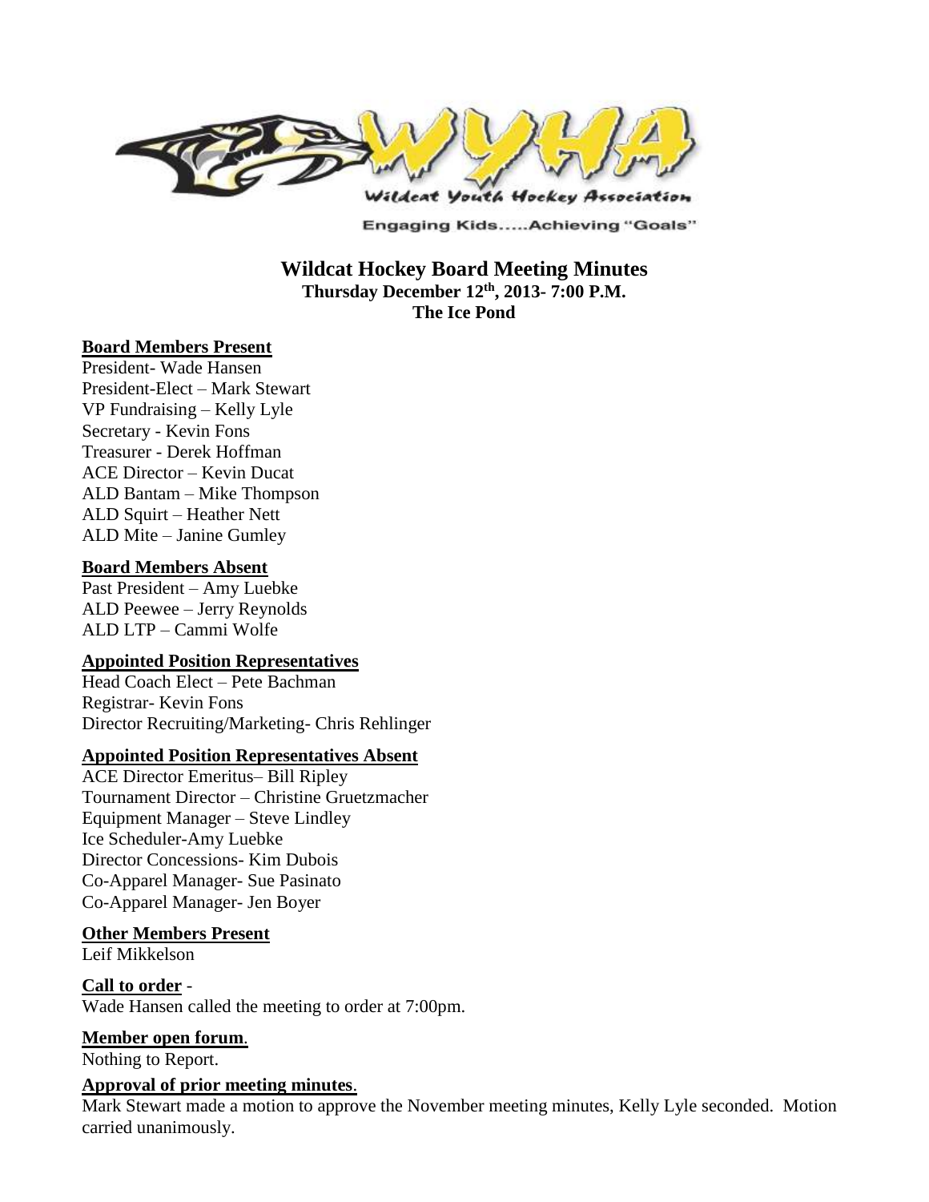Wildcat Youth Hockey Association

Engaging Kids.....Achieving "Goals"

# Wildcat Hockey Board Meeting Minutes

**Thursday December 12th, 2013- 7:00 P.M.**

**The Ice Pond**

**Board Members Present**

President- Wade Hansen
President-Elect – Mark Stewart
VP Fundraising – Kelly Lyle
Secretary - Kevin Fons
Treasurer - Derek Hoffman
ACE Director – Kevin Ducat
ALD Bantam – Mike Thompson
ALD Squirt – Heather Nett
ALD Mite – Janine Gumley

**Board Members Absent**

Past President – Amy Luebke
ALD Peewee – Jerry Reynolds
ALD LTP – Cammi Wolfe

**Appointed Position Representatives**

Head Coach Elect – Pete Bachman
Registrar- Kevin Fons
Director Recruiting/Marketing- Chris Rehlinger

**Appointed Position Representatives Absent**

ACE Director Emeritus– Bill Ripley
Tournament Director – Christine Gruetzmacher
Equipment Manager – Steve Lindley
Ice Scheduler-Amy Luebke
Director Concessions- Kim Dubois
Co-Apparel Manager- Sue Pasinato
Co-Apparel Manager- Jen Boyer

**Other Members Present**

Leif Mikkelson

**Call to order** -

Wade Hansen called the meeting to order at 7:00pm.

**Member open forum**.

Nothing to Report.

**Approval of prior meeting minutes**.

Mark Stewart made a motion to approve the November meeting minutes, Kelly Lyle seconded. Motion carried unanimously.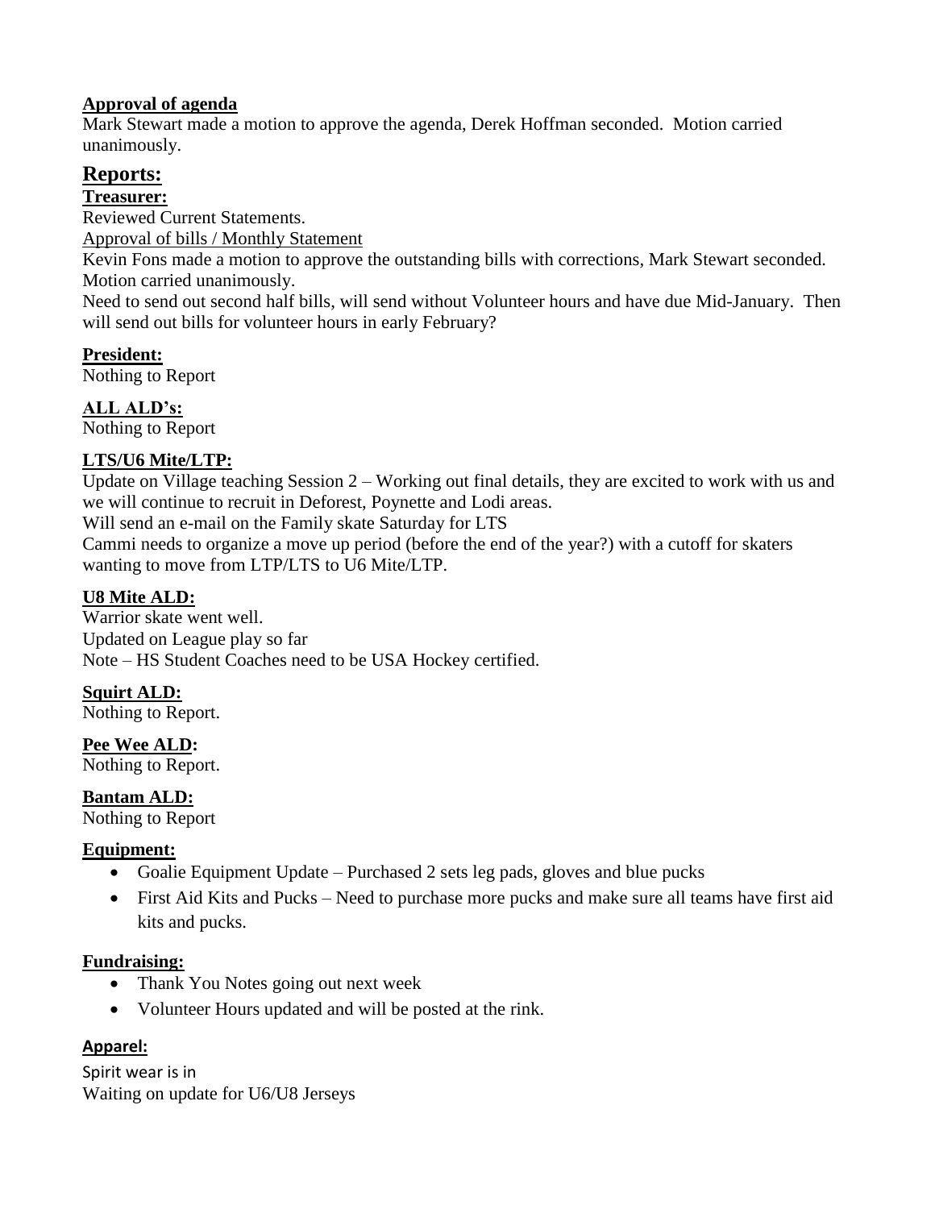**Approval of agenda**

Mark Stewart made a motion to approve the agenda, Derek Hoffman seconded. Motion carried unanimously.

## Reports:

**Treasurer:**

Reviewed Current Statements.

Approval of bills / Monthly Statement

Kevin Fons made a motion to approve the outstanding bills with corrections, Mark Stewart seconded. Motion carried unanimously.

Need to send out second half bills, will send without Volunteer hours and have due Mid-January. Then will send out bills for volunteer hours in early February?

**President:**

Nothing to Report

**ALL ALD's:**

Nothing to Report

**LTS/U6 Mite/LTP:**

Update on Village teaching Session 2 – Working out final details, they are excited to work with us and we will continue to recruit in Deforest, Poynette and Lodi areas.

Will send an e-mail on the Family skate Saturday for LTS

Cammi needs to organize a move up period (before the end of the year?) with a cutoff for skaters wanting to move from LTP/LTS to U6 Mite/LTP.

**U8 Mite ALD:**

Warrior skate went well.

Updated on League play so far

Note – HS Student Coaches need to be USA Hockey certified.

**Squirt ALD:**

Nothing to Report.

**Pee Wee ALD:**

Nothing to Report.

**Bantam ALD:**

Nothing to Report

**Equipment:**

- Goalie Equipment Update – Purchased 2 sets leg pads, gloves and blue pucks
- First Aid Kits and Pucks – Need to purchase more pucks and make sure all teams have first aid kits and pucks.

**Fundraising:**

- Thank You Notes going out next week
- Volunteer Hours updated and will be posted at the rink.

**Apparel:**

Spirit wear is in

Waiting on update for U6/U8 Jerseys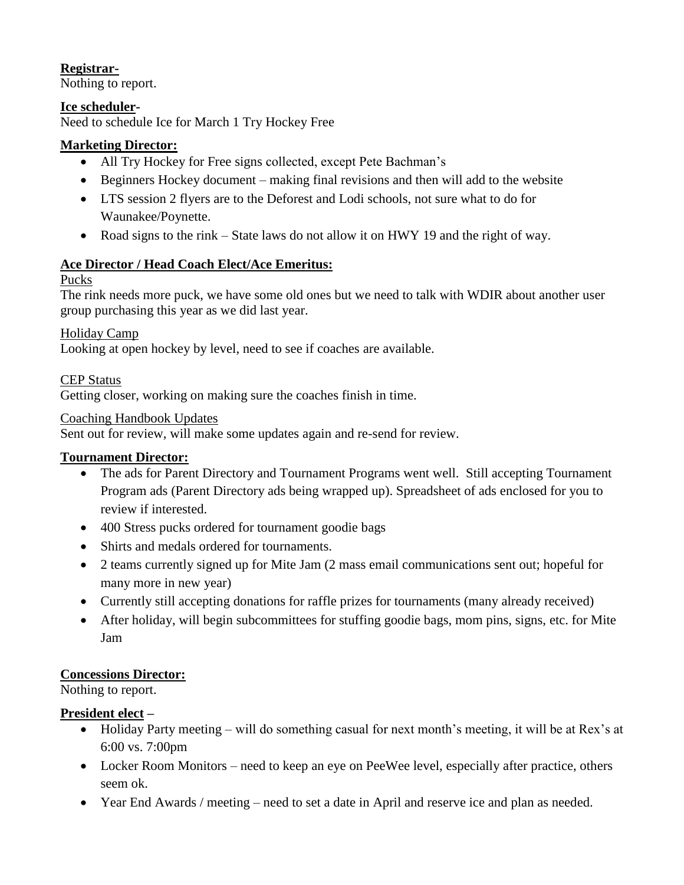**Registrar-**
Nothing to report.

**Ice scheduler-**
Need to schedule Ice for March 1 Try Hockey Free

**Marketing Director:**

- All Try Hockey for Free signs collected, except Pete Bachman's
- Beginners Hockey document – making final revisions and then will add to the website
- LTS session 2 flyers are to the Deforest and Lodi schools, not sure what to do for Waunakee/Poynette.
- Road signs to the rink – State laws do not allow it on HWY 19 and the right of way.

**Ace Director / Head Coach Elect/Ace Emeritus:**

Pucks
The rink needs more puck, we have some old ones but we need to talk with WDIR about another user group purchasing this year as we did last year.

Holiday Camp
Looking at open hockey by level, need to see if coaches are available.

CEP Status
Getting closer, working on making sure the coaches finish in time.

Coaching Handbook Updates
Sent out for review, will make some updates again and re-send for review.

**Tournament Director:**

- The ads for Parent Directory and Tournament Programs went well. Still accepting Tournament Program ads (Parent Directory ads being wrapped up). Spreadsheet of ads enclosed for you to review if interested.
- 400 Stress pucks ordered for tournament goodie bags
- Shirts and medals ordered for tournaments.
- 2 teams currently signed up for Mite Jam (2 mass email communications sent out; hopeful for many more in new year)
- Currently still accepting donations for raffle prizes for tournaments (many already received)
- After holiday, will begin subcommittees for stuffing goodie bags, mom pins, signs, etc. for Mite Jam

**Concessions Director:**
Nothing to report.

**President elect –**

- Holiday Party meeting – will do something casual for next month's meeting, it will be at Rex's at 6:00 vs. 7:00pm
- Locker Room Monitors – need to keep an eye on PeeWee level, especially after practice, others seem ok.
- Year End Awards / meeting – need to set a date in April and reserve ice and plan as needed.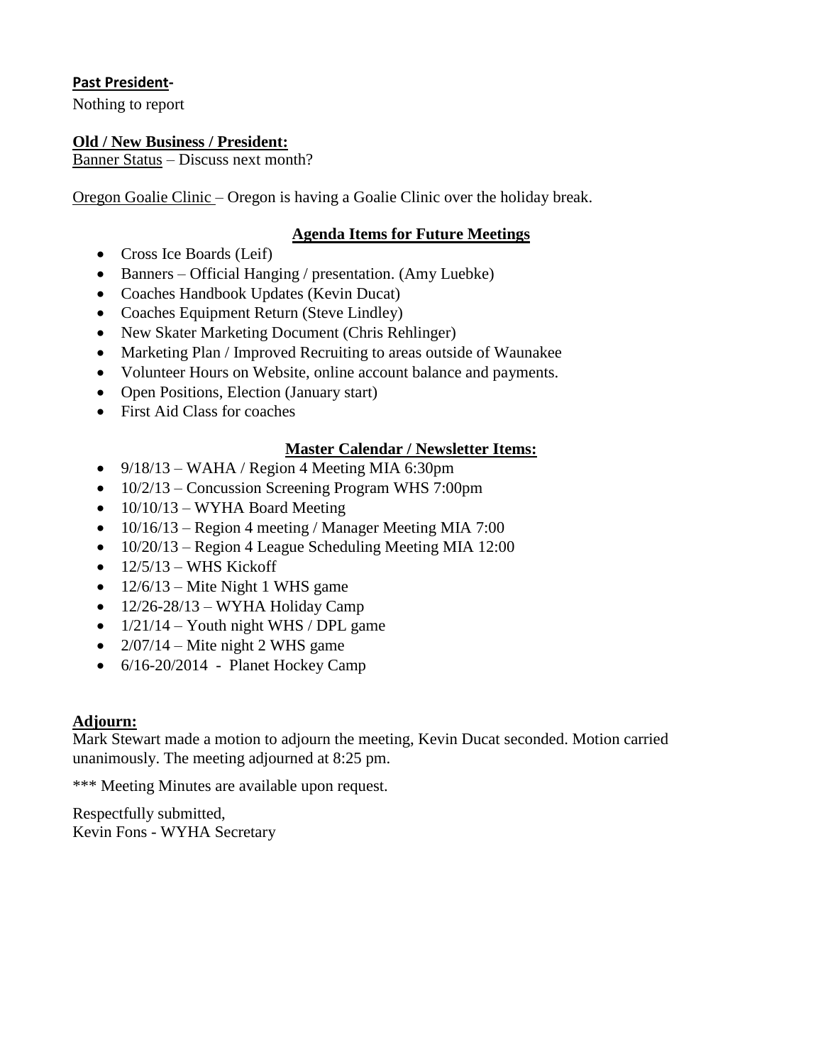**Past President-**

Nothing to report

**Old / New Business / President:**

Banner Status – Discuss next month?

Oregon Goalie Clinic – Oregon is having a Goalie Clinic over the holiday break.

**Agenda Items for Future Meetings**

- Cross Ice Boards (Leif)
- Banners – Official Hanging / presentation. (Amy Luebke)
- Coaches Handbook Updates (Kevin Ducat)
- Coaches Equipment Return (Steve Lindley)
- New Skater Marketing Document (Chris Rehlinger)
- Marketing Plan / Improved Recruiting to areas outside of Waunakee
- Volunteer Hours on Website, online account balance and payments.
- Open Positions, Election (January start)
- First Aid Class for coaches

**Master Calendar / Newsletter Items:**

- 9/18/13 – WAHA / Region 4 Meeting MIA 6:30pm
- 10/2/13 – Concussion Screening Program WHS 7:00pm
- 10/10/13 – WYHA Board Meeting
- 10/16/13 – Region 4 meeting / Manager Meeting MIA 7:00
- 10/20/13 – Region 4 League Scheduling Meeting MIA 12:00
- 12/5/13 – WHS Kickoff
- 12/6/13 – Mite Night 1 WHS game
- 12/26-28/13 – WYHA Holiday Camp
- 1/21/14 – Youth night WHS / DPL game
- 2/07/14 – Mite night 2 WHS game
- 6/16-20/2014 - Planet Hockey Camp

**Adjourn:**

Mark Stewart made a motion to adjourn the meeting, Kevin Ducat seconded. Motion carried unanimously. The meeting adjourned at 8:25 pm.

*** Meeting Minutes are available upon request.

Respectfully submitted,
Kevin Fons - WYHA Secretary